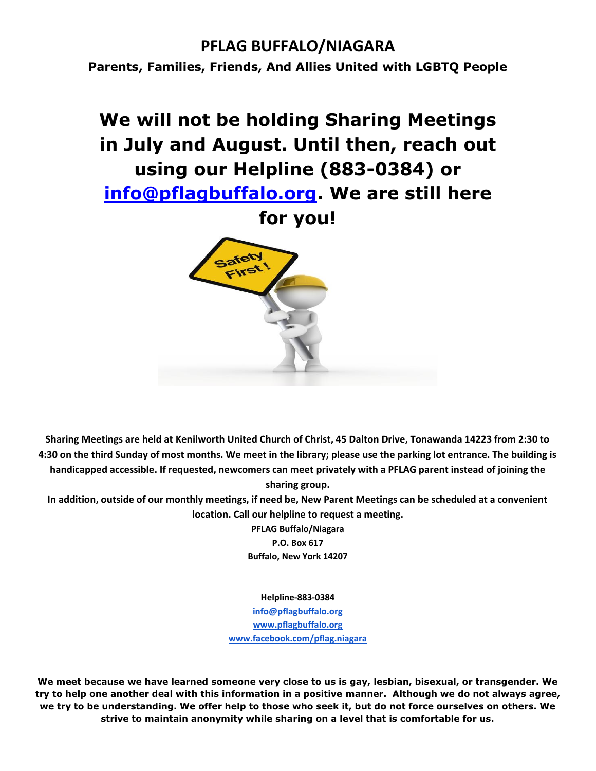# PFLAG BUFFALO/NIAGARA

**Parents, Families, Friends, And Allies United with LGBTQ People**

## We will not be holding Sharing Meetings in July and August. Until then, reach out using our Helpline (883-0384) or info@pflagbuffalo.org. We are still here for you!

**Sharing Meetings are held at Kenilworth United Church of Christ, 45 Dalton Drive, Tonawanda 14223 from 2:30 to 4:30 on the third Sunday of most months. We meet in the library; please use the parking lot entrance. The building is handicapped accessible. If requested, newcomers can meet privately with a PFLAG parent instead of joining the sharing group.**

**In addition, outside of our monthly meetings, if need be, New Parent Meetings can be scheduled at a convenient location. Call our helpline to request a meeting.**

**PFLAG Buffalo/Niagara**
**P.O. Box 617**
**Buffalo, New York 14207**

**Helpline-883-0384**
**info@pflagbuffalo.org**
**www.pflagbuffalo.org**
**www.facebook.com/pflag.niagara**

**We meet because we have learned someone very close to us is gay, lesbian, bisexual, or transgender. We try to help one another deal with this information in a positive manner. Although we do not always agree, we try to be understanding. We offer help to those who seek it, but do not force ourselves on others. We strive to maintain anonymity while sharing on a level that is comfortable for us.**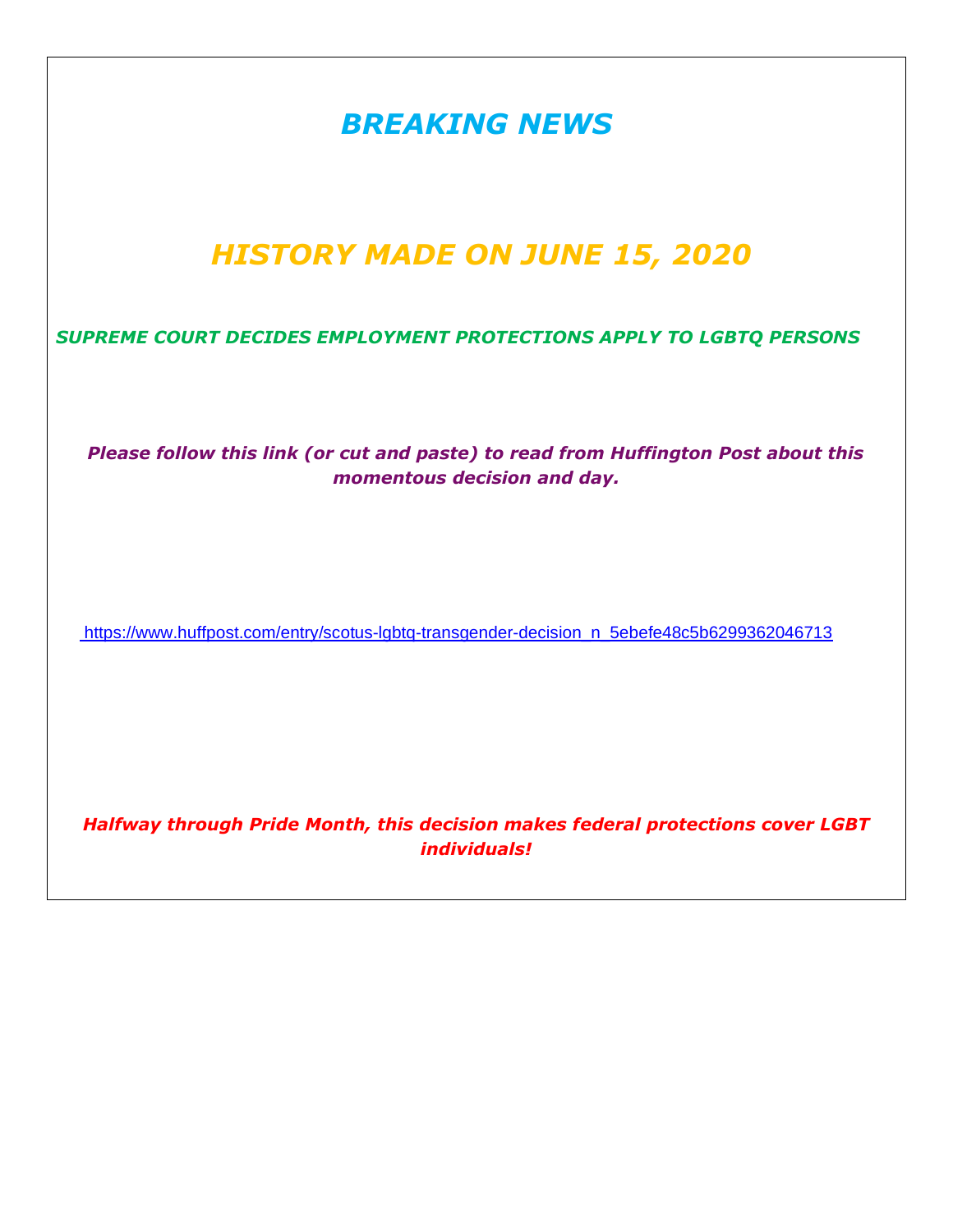## *BREAKING NEWS*

## *HISTORY MADE ON JUNE 15, 2020*

***SUPREME COURT DECIDES EMPLOYMENT PROTECTIONS APPLY TO LGBTQ PERSONS***

***Please follow this link (or cut and paste) to read from Huffington Post about this momentous decision and day.***

https://www.huffpost.com/entry/scotus-lgbtq-transgender-decision_n_5ebefe48c5b6299362046713

***Halfway through Pride Month, this decision makes federal protections cover LGBT individuals!***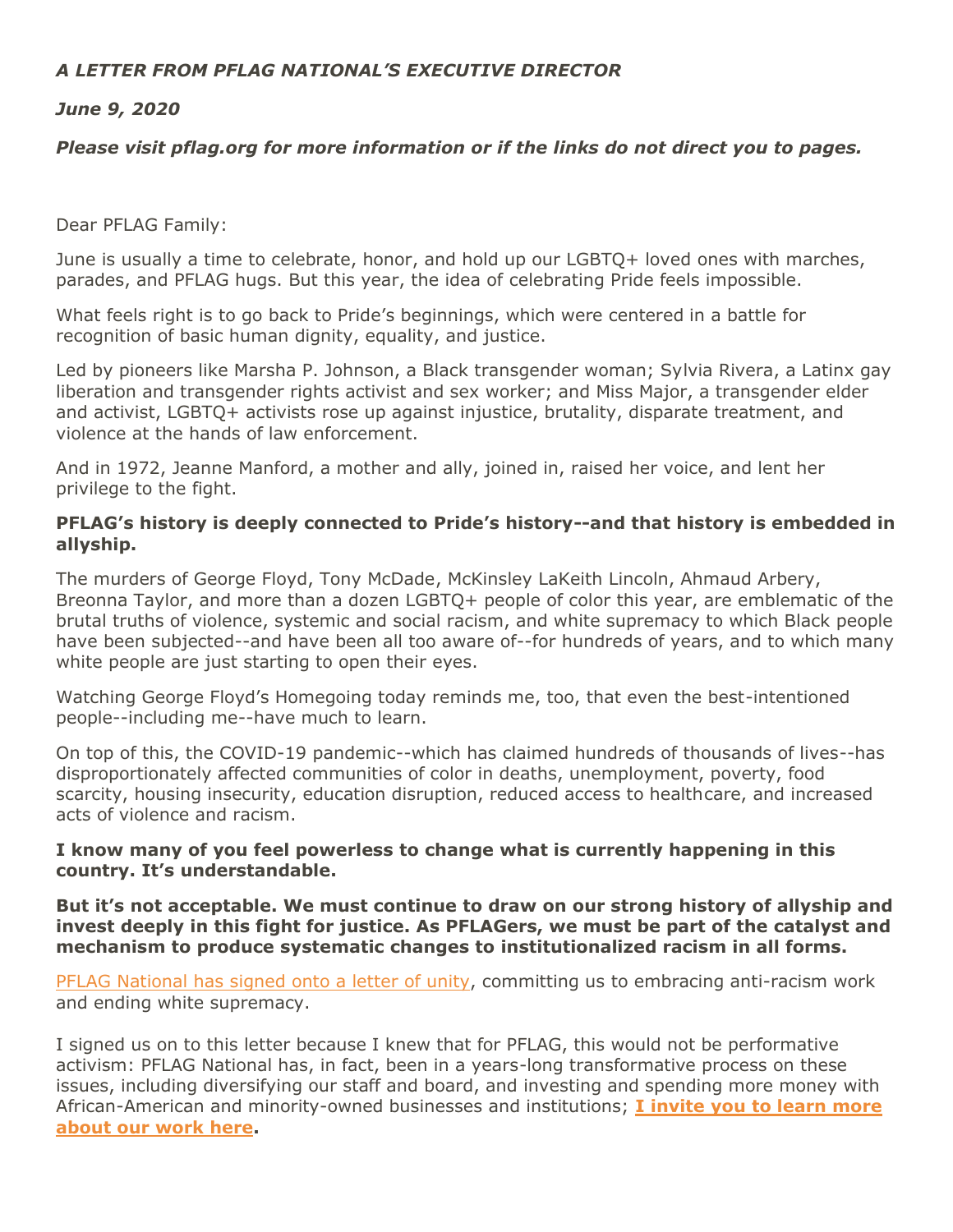***A LETTER FROM PFLAG NATIONAL'S EXECUTIVE DIRECTOR***

***June 9, 2020***

***Please visit pflag.org for more information or if the links do not direct you to pages.***

Dear PFLAG Family:

June is usually a time to celebrate, honor, and hold up our LGBTQ+ loved ones with marches, parades, and PFLAG hugs. But this year, the idea of celebrating Pride feels impossible.

What feels right is to go back to Pride's beginnings, which were centered in a battle for recognition of basic human dignity, equality, and justice.

Led by pioneers like Marsha P. Johnson, a Black transgender woman; Sylvia Rivera, a Latinx gay liberation and transgender rights activist and sex worker; and Miss Major, a transgender elder and activist, LGBTQ+ activists rose up against injustice, brutality, disparate treatment, and violence at the hands of law enforcement.

And in 1972, Jeanne Manford, a mother and ally, joined in, raised her voice, and lent her privilege to the fight.

**PFLAG's history is deeply connected to Pride's history--and that history is embedded in allyship.**

The murders of George Floyd, Tony McDade, McKinsley LaKeith Lincoln, Ahmaud Arbery, Breonna Taylor, and more than a dozen LGBTQ+ people of color this year, are emblematic of the brutal truths of violence, systemic and social racism, and white supremacy to which Black people have been subjected--and have been all too aware of--for hundreds of years, and to which many white people are just starting to open their eyes.

Watching George Floyd's Homegoing today reminds me, too, that even the best-intentioned people--including me--have much to learn.

On top of this, the COVID-19 pandemic--which has claimed hundreds of thousands of lives--has disproportionately affected communities of color in deaths, unemployment, poverty, food scarcity, housing insecurity, education disruption, reduced access to healthcare, and increased acts of violence and racism.

**I know many of you feel powerless to change what is currently happening in this country. It's understandable.**

**But it's not acceptable. We must continue to draw on our strong history of allyship and invest deeply in this fight for justice. As PFLAGers, we must be part of the catalyst and mechanism to produce systematic changes to institutionalized racism in all forms.**

PFLAG National has signed onto a letter of unity, committing us to embracing anti-racism work and ending white supremacy.

I signed us on to this letter because I knew that for PFLAG, this would not be performative activism: PFLAG National has, in fact, been in a years-long transformative process on these issues, including diversifying our staff and board, and investing and spending more money with African-American and minority-owned businesses and institutions; **I invite you to learn more about our work here.**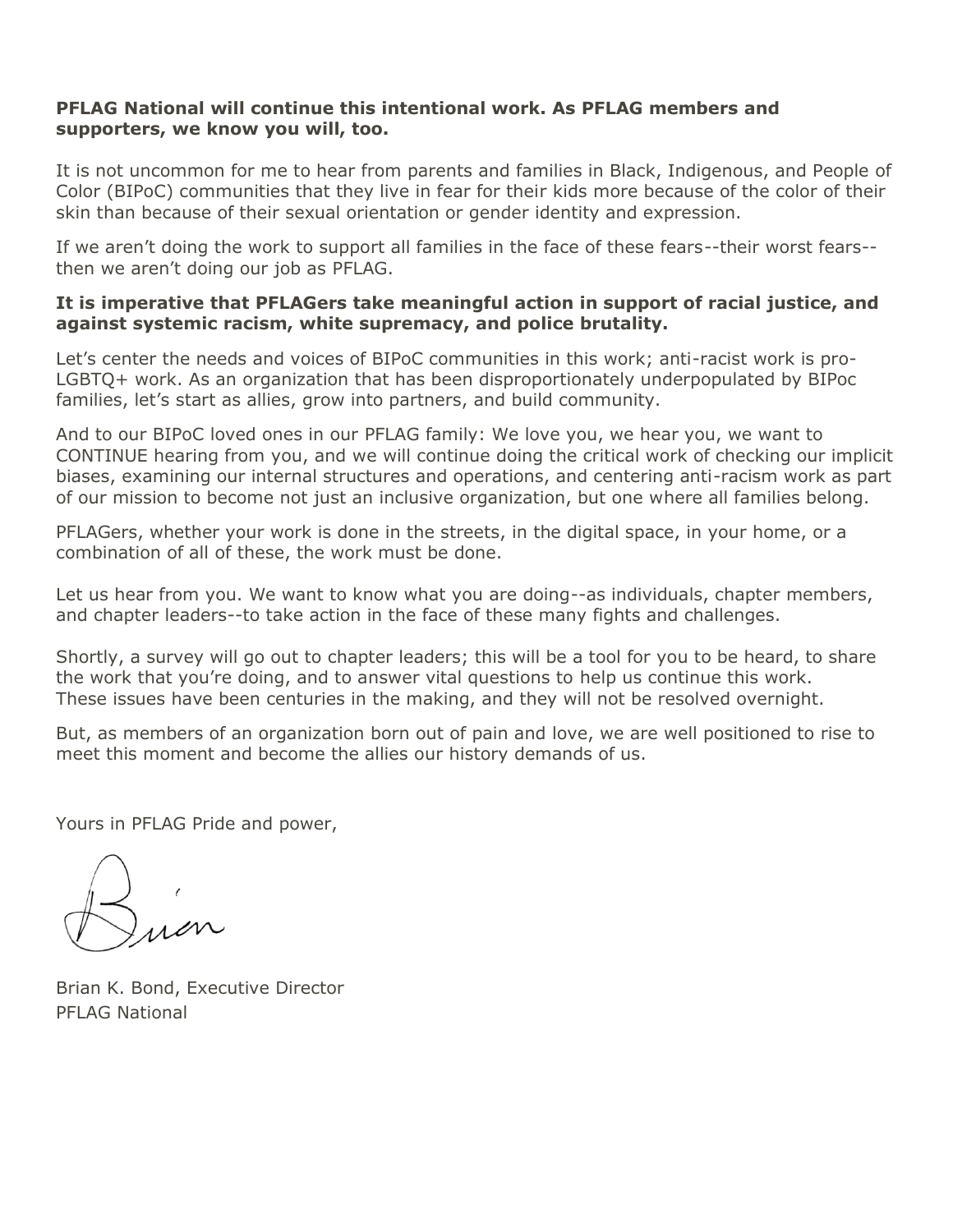**PFLAG National will continue this intentional work. As PFLAG members and supporters, we know you will, too.**

It is not uncommon for me to hear from parents and families in Black, Indigenous, and People of Color (BIPoC) communities that they live in fear for their kids more because of the color of their skin than because of their sexual orientation or gender identity and expression.

If we aren't doing the work to support all families in the face of these fears--their worst fears--then we aren't doing our job as PFLAG.

**It is imperative that PFLAGers take meaningful action in support of racial justice, and against systemic racism, white supremacy, and police brutality.**

Let's center the needs and voices of BIPoC communities in this work; anti-racist work is pro-LGBTQ+ work. As an organization that has been disproportionately underpopulated by BIPoc families, let's start as allies, grow into partners, and build community.

And to our BIPoC loved ones in our PFLAG family: We love you, we hear you, we want to CONTINUE hearing from you, and we will continue doing the critical work of checking our implicit biases, examining our internal structures and operations, and centering anti-racism work as part of our mission to become not just an inclusive organization, but one where all families belong.

PFLAGers, whether your work is done in the streets, in the digital space, in your home, or a combination of all of these, the work must be done.

Let us hear from you. We want to know what you are doing--as individuals, chapter members, and chapter leaders--to take action in the face of these many fights and challenges.

Shortly, a survey will go out to chapter leaders; this will be a tool for you to be heard, to share the work that you're doing, and to answer vital questions to help us continue this work. These issues have been centuries in the making, and they will not be resolved overnight.

But, as members of an organization born out of pain and love, we are well positioned to rise to meet this moment and become the allies our history demands of us.

Yours in PFLAG Pride and power,

Brian

Brian K. Bond, Executive Director
PFLAG National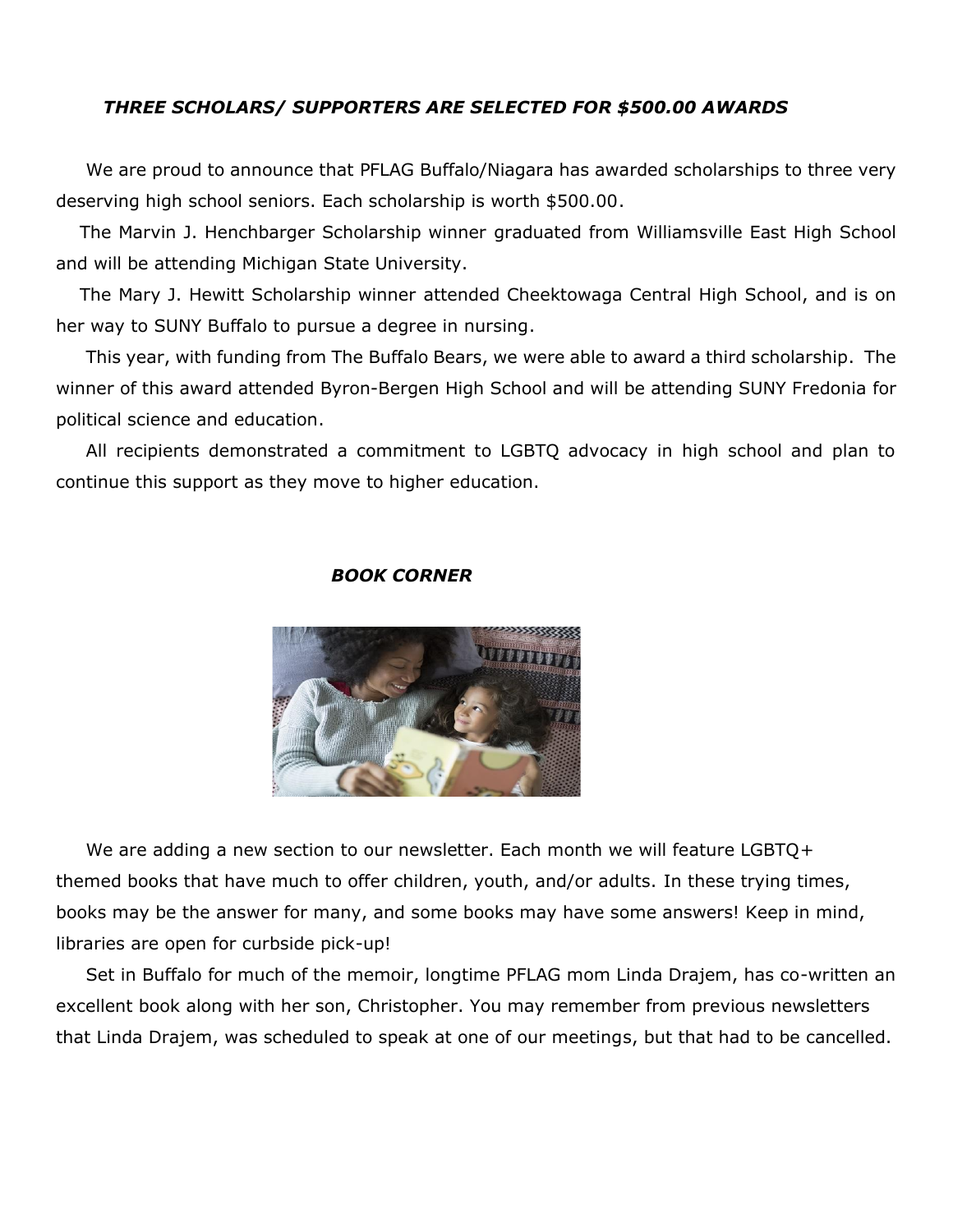### *THREE SCHOLARS/ SUPPORTERS ARE SELECTED FOR $500.00 AWARDS*

We are proud to announce that PFLAG Buffalo/Niagara has awarded scholarships to three very deserving high school seniors. Each scholarship is worth $500.00.

The Marvin J. Henchbarger Scholarship winner graduated from Williamsville East High School and will be attending Michigan State University.

The Mary J. Hewitt Scholarship winner attended Cheektowaga Central High School, and is on her way to SUNY Buffalo to pursue a degree in nursing.

This year, with funding from The Buffalo Bears, we were able to award a third scholarship. The winner of this award attended Byron-Bergen High School and will be attending SUNY Fredonia for political science and education.

All recipients demonstrated a commitment to LGBTQ advocacy in high school and plan to continue this support as they move to higher education.

### *BOOK CORNER*

We are adding a new section to our newsletter. Each month we will feature LGBTQ+ themed books that have much to offer children, youth, and/or adults. In these trying times, books may be the answer for many, and some books may have some answers! Keep in mind, libraries are open for curbside pick-up!

Set in Buffalo for much of the memoir, longtime PFLAG mom Linda Drajem, has co-written an excellent book along with her son, Christopher. You may remember from previous newsletters that Linda Drajem, was scheduled to speak at one of our meetings, but that had to be cancelled.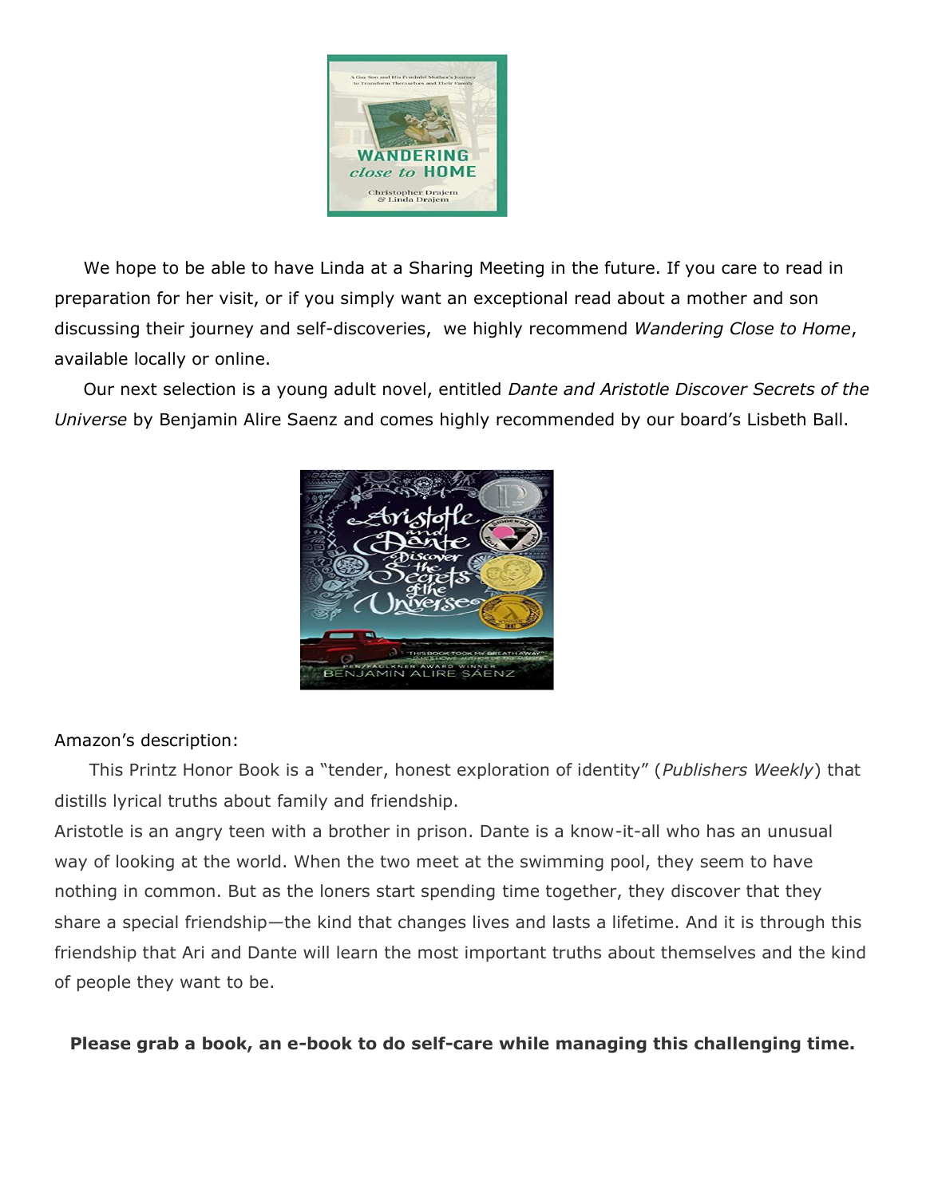We hope to be able to have Linda at a Sharing Meeting in the future. If you care to read in preparation for her visit, or if you simply want an exceptional read about a mother and son discussing their journey and self-discoveries,  we highly recommend *Wandering Close to Home*, available locally or online.

Our next selection is a young adult novel, entitled *Dante and Aristotle Discover Secrets of the Universe* by Benjamin Alire Saenz and comes highly recommended by our board's Lisbeth Ball.

Amazon's description:

This Printz Honor Book is a "tender, honest exploration of identity" (*Publishers Weekly*) that distills lyrical truths about family and friendship.

Aristotle is an angry teen with a brother in prison. Dante is a know-it-all who has an unusual way of looking at the world. When the two meet at the swimming pool, they seem to have nothing in common. But as the loners start spending time together, they discover that they share a special friendship—the kind that changes lives and lasts a lifetime. And it is through this friendship that Ari and Dante will learn the most important truths about themselves and the kind of people they want to be.

**Please grab a book, an e-book to do self-care while managing this challenging time.**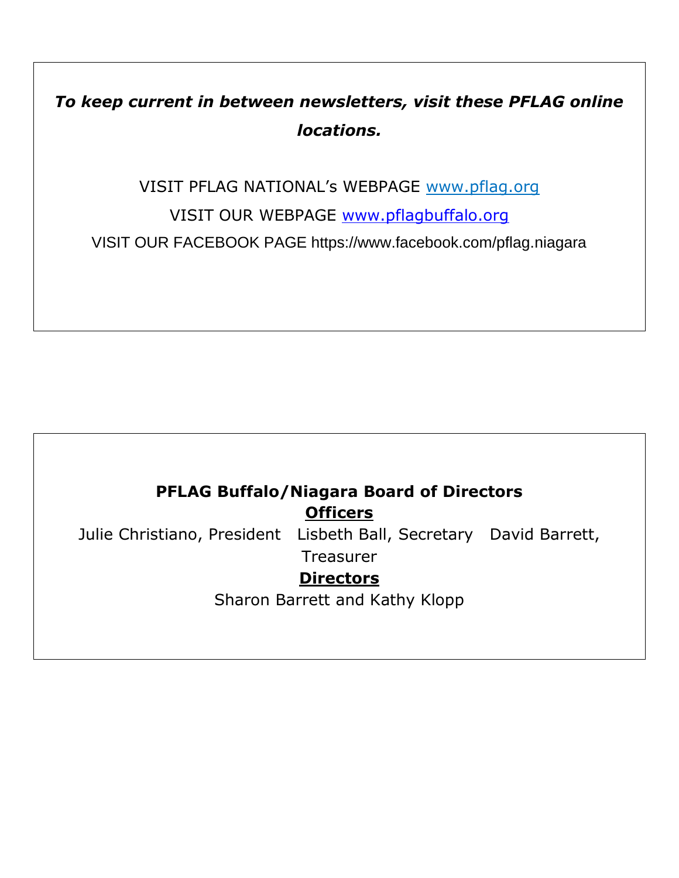***To keep current in between newsletters, visit these PFLAG online locations.***

VISIT PFLAG NATIONAL's WEBPAGE [www.pflag.org](http://www.pflag.org)

VISIT OUR WEBPAGE [www.pflagbuffalo.org](http://www.pflagbuffalo.org)

VISIT OUR FACEBOOK PAGE https://www.facebook.com/pflag.niagara

**PFLAG Buffalo/Niagara Board of Directors**

**Officers**

Julie Christiano, President Lisbeth Ball, Secretary David Barrett, Treasurer

**Directors**

Sharon Barrett and Kathy Klopp